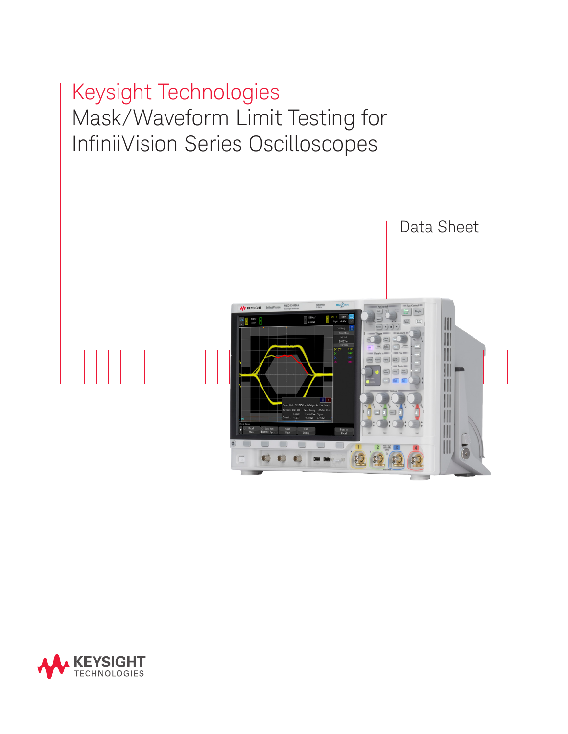# Keysight Technologies
# Mask/Waveform Limit Testing for InfiniiVision Series Oscilloscopes

Data Sheet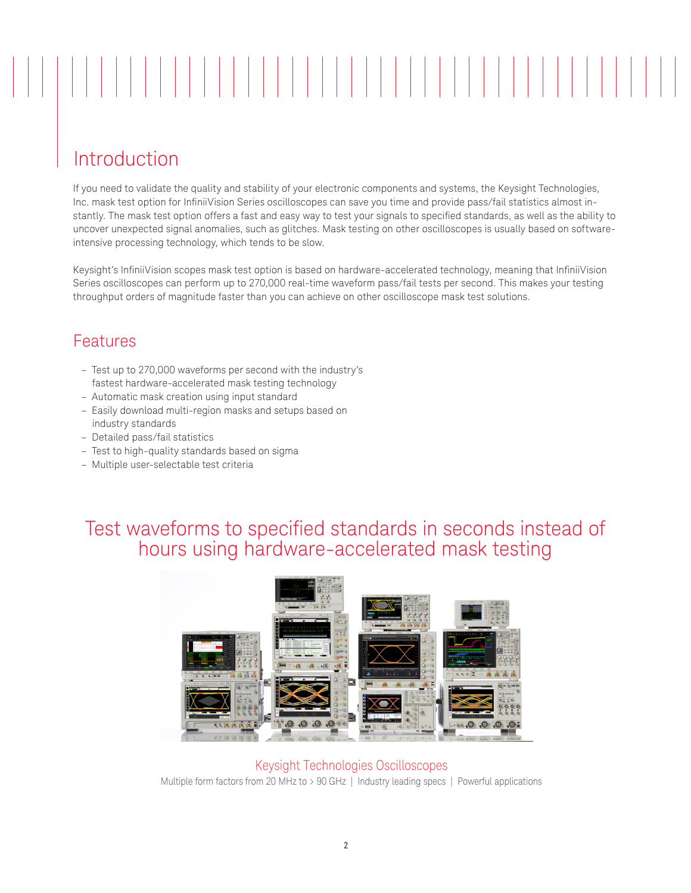## Introduction

If you need to validate the quality and stability of your electronic components and systems, the Keysight Technologies, Inc. mask test option for InfiniiVision Series oscilloscopes can save you time and provide pass/fail statistics almost instantly. The mask test option offers a fast and easy way to test your signals to specified standards, as well as the ability to uncover unexpected signal anomalies, such as glitches. Mask testing on other oscilloscopes is usually based on software-intensive processing technology, which tends to be slow.

Keysight's InfiniiVision scopes mask test option is based on hardware-accelerated technology, meaning that InfiniiVision Series oscilloscopes can perform up to 270,000 real-time waveform pass/fail tests per second. This makes your testing throughput orders of magnitude faster than you can achieve on other oscilloscope mask test solutions.

## Features

- Test up to 270,000 waveforms per second with the industry's fastest hardware-accelerated mask testing technology
- Automatic mask creation using input standard
- Easily download multi-region masks and setups based on industry standards
- Detailed pass/fail statistics
- Test to high-quality standards based on sigma
- Multiple user-selectable test criteria

## Test waveforms to specified standards in seconds instead of hours using hardware-accelerated mask testing

Keysight Technologies Oscilloscopes

Multiple form factors from 20 MHz to > 90 GHz | Industry leading specs | Powerful applications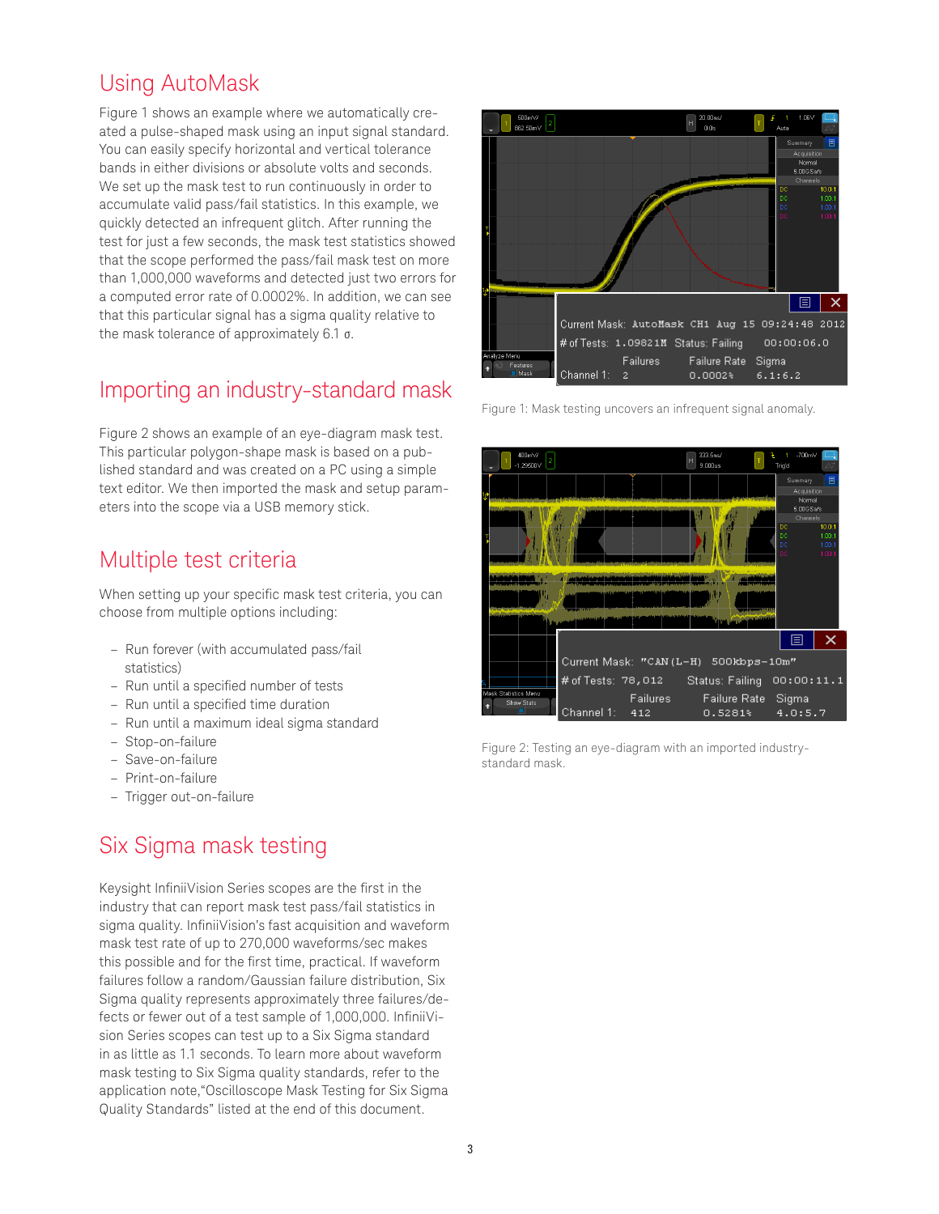## Using AutoMask

Figure 1 shows an example where we automatically created a pulse-shaped mask using an input signal standard. You can easily specify horizontal and vertical tolerance bands in either divisions or absolute volts and seconds. We set up the mask test to run continuously in order to accumulate valid pass/fail statistics. In this example, we quickly detected an infrequent glitch. After running the test for just a few seconds, the mask test statistics showed that the scope performed the pass/fail mask test on more than 1,000,000 waveforms and detected just two errors for a computed error rate of 0.0002%. In addition, we can see that this particular signal has a sigma quality relative to the mask tolerance of approximately 6.1 σ.

Figure 1: Mask testing uncovers an infrequent signal anomaly.

## Importing an industry-standard mask

Figure 2 shows an example of an eye-diagram mask test. This particular polygon-shape mask is based on a published standard and was created on a PC using a simple text editor. We then imported the mask and setup parameters into the scope via a USB memory stick.

Figure 2: Testing an eye-diagram with an imported industry-standard mask.

## Multiple test criteria

When setting up your specific mask test criteria, you can choose from multiple options including:

- Run forever (with accumulated pass/fail statistics)
- Run until a specified number of tests
- Run until a specified time duration
- Run until a maximum ideal sigma standard
- Stop-on-failure
- Save-on-failure
- Print-on-failure
- Trigger out-on-failure

## Six Sigma mask testing

Keysight InfiniiVision Series scopes are the first in the industry that can report mask test pass/fail statistics in sigma quality. InfiniiVision's fast acquisition and waveform mask test rate of up to 270,000 waveforms/sec makes this possible and for the first time, practical. If waveform failures follow a random/Gaussian failure distribution, Six Sigma quality represents approximately three failures/defects or fewer out of a test sample of 1,000,000. InfiniiVision Series scopes can test up to a Six Sigma standard in as little as 1.1 seconds. To learn more about waveform mask testing to Six Sigma quality standards, refer to the application note,"Oscilloscope Mask Testing for Six Sigma Quality Standards" listed at the end of this document.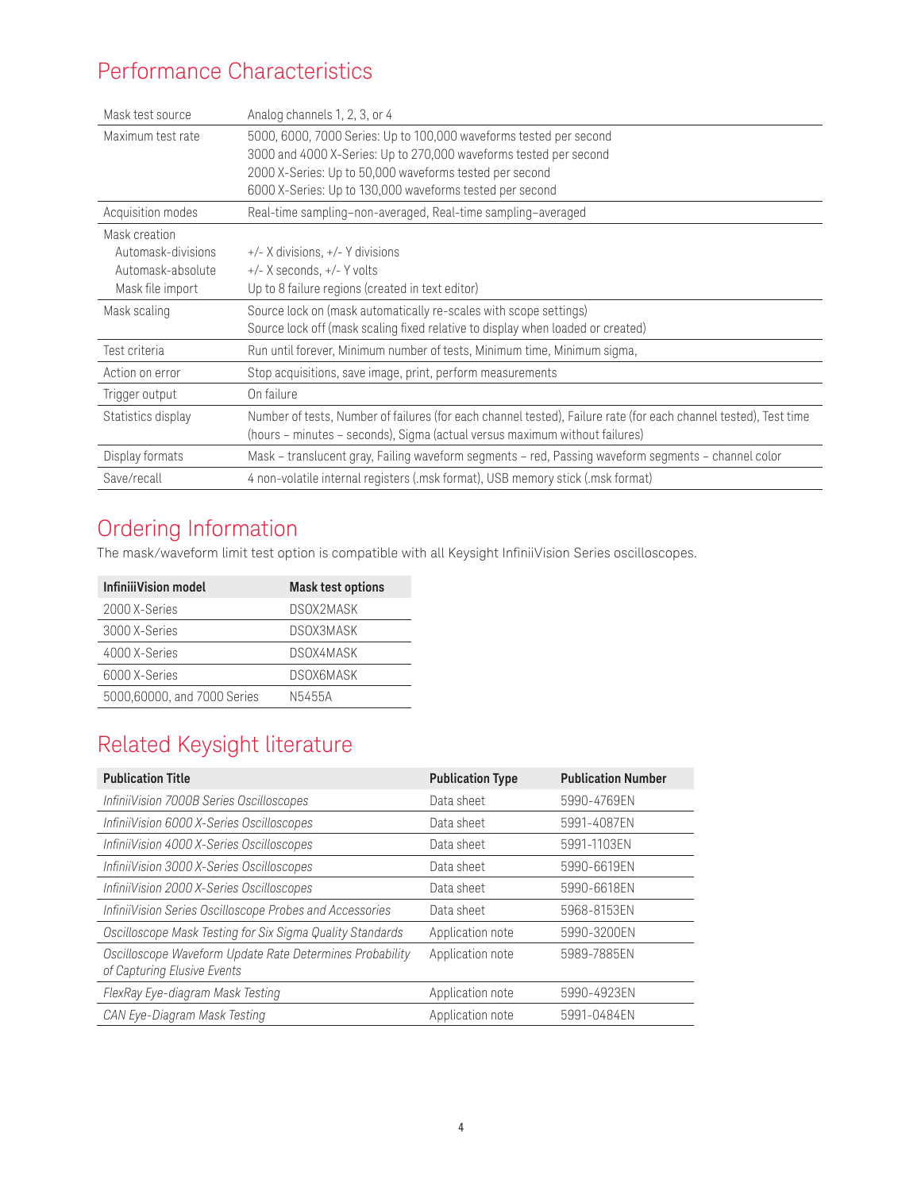## Performance Characteristics

| | |
|---|---|
| Mask test source | Analog channels 1, 2, 3, or 4 |
| Maximum test rate | 5000, 6000, 7000 Series: Up to 100,000 waveforms tested per second<br>3000 and 4000 X-Series: Up to 270,000 waveforms tested per second<br>2000 X-Series: Up to 50,000 waveforms tested per second<br>6000 X-Series: Up to 130,000 waveforms tested per second |
| Acquisition modes | Real-time sampling–non-averaged, Real-time sampling–averaged |
| Mask creation<br>Automask-divisions<br>Automask-absolute<br>Mask file import | <br>+/- X divisions, +/- Y divisions<br>+/- X seconds, +/- Y volts<br>Up to 8 failure regions (created in text editor) |
| Mask scaling | Source lock on (mask automatically re-scales with scope settings)<br>Source lock off (mask scaling fixed relative to display when loaded or created) |
| Test criteria | Run until forever, Minimum number of tests, Minimum time, Minimum sigma, |
| Action on error | Stop acquisitions, save image, print, perform measurements |
| Trigger output | On failure |
| Statistics display | Number of tests, Number of failures (for each channel tested), Failure rate (for each channel tested), Test time (hours – minutes – seconds), Sigma (actual versus maximum without failures) |
| Display formats | Mask – translucent gray, Failing waveform segments – red, Passing waveform segments – channel color |
| Save/recall | 4 non-volatile internal registers (.msk format), USB memory stick (.msk format) |

## Ordering Information

The mask/waveform limit test option is compatible with all Keysight InfiniiVision Series oscilloscopes.

| InfiniiVision model | Mask test options |
|---|---|
| 2000 X-Series | DSOX2MASK |
| 3000 X-Series | DSOX3MASK |
| 4000 X-Series | DSOX4MASK |
| 6000 X-Series | DSOX6MASK |
| 5000,60000, and 7000 Series | N5455A |

## Related Keysight literature

| Publication Title | Publication Type | Publication Number |
|---|---|---|
| *InfiniiVision 7000B Series Oscilloscopes* | Data sheet | 5990-4769EN |
| *InfiniiVision 6000 X-Series Oscilloscopes* | Data sheet | 5991-4087EN |
| *InfiniiVision 4000 X-Series Oscilloscopes* | Data sheet | 5991-1103EN |
| *InfiniiVision 3000 X-Series Oscilloscopes* | Data sheet | 5990-6619EN |
| *InfiniiVision 2000 X-Series Oscilloscopes* | Data sheet | 5990-6618EN |
| *InfiniiVision Series Oscilloscope Probes and Accessories* | Data sheet | 5968-8153EN |
| *Oscilloscope Mask Testing for Six Sigma Quality Standards* | Application note | 5990-3200EN |
| *Oscilloscope Waveform Update Rate Determines Probability of Capturing Elusive Events* | Application note | 5989-7885EN |
| *FlexRay Eye-diagram Mask Testing* | Application note | 5990-4923EN |
| *CAN Eye-Diagram Mask Testing* | Application note | 5991-0484EN |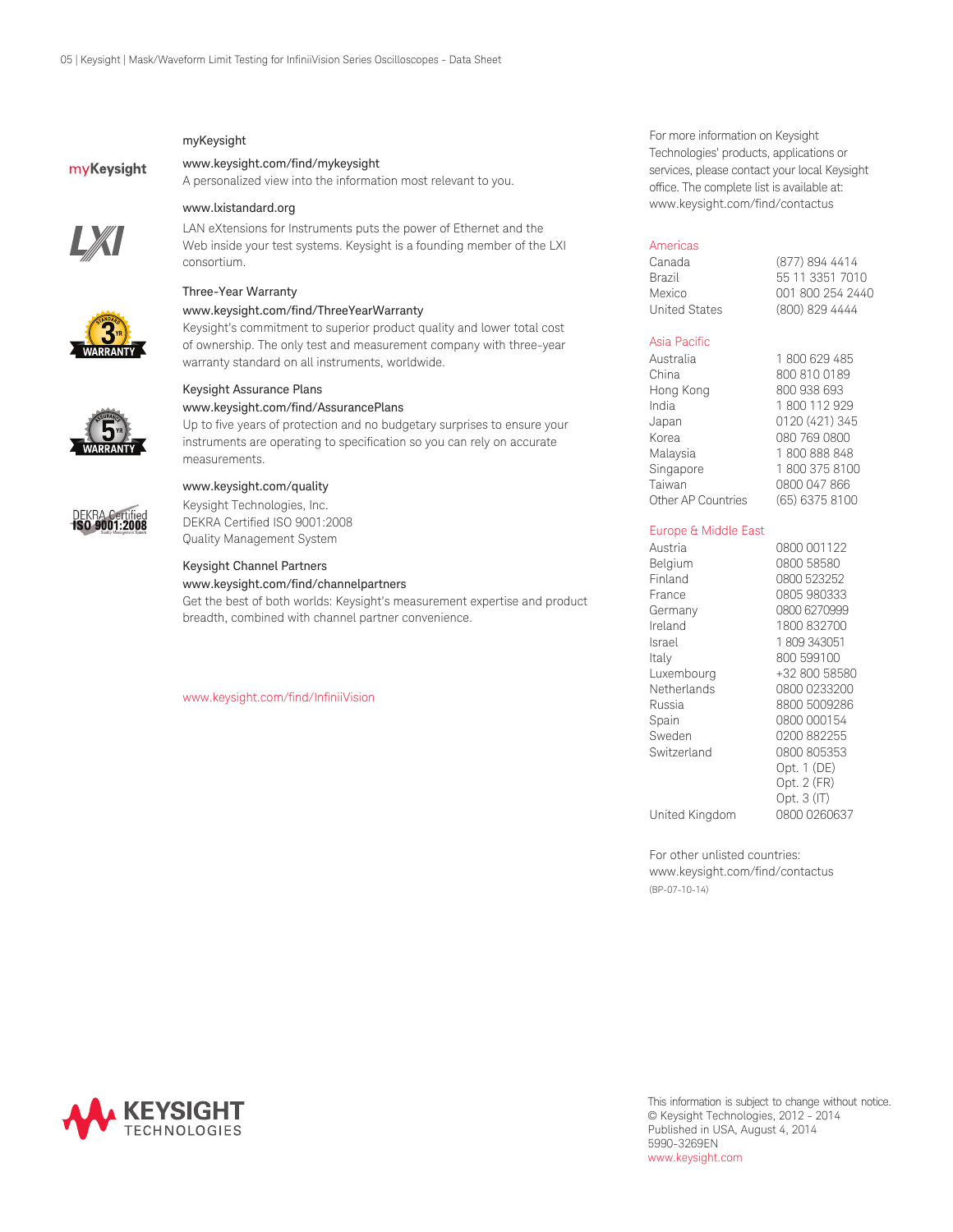### myKeysight

www.keysight.com/find/mykeysight
A personalized view into the information most relevant to you.

www.lxistandard.org
LAN eXtensions for Instruments puts the power of Ethernet and the Web inside your test systems. Keysight is a founding member of the LXI consortium.

### Three-Year Warranty

www.keysight.com/find/ThreeYearWarranty
Keysight's commitment to superior product quality and lower total cost of ownership. The only test and measurement company with three-year warranty standard on all instruments, worldwide.

### Keysight Assurance Plans

www.keysight.com/find/AssurancePlans
Up to five years of protection and no budgetary surprises to ensure your instruments are operating to specification so you can rely on accurate measurements.

www.keysight.com/quality
Keysight Technologies, Inc.
DEKRA Certified ISO 9001:2008
Quality Management System

### Keysight Channel Partners

www.keysight.com/find/channelpartners
Get the best of both worlds: Keysight's measurement expertise and product breadth, combined with channel partner convenience.

www.keysight.com/find/InfiniiVision

For more information on Keysight Technologies' products, applications or services, please contact your local Keysight office. The complete list is available at:
www.keysight.com/find/contactus

**Americas**

| | |
|---|---|
| Canada | (877) 894 4414 |
| Brazil | 55 11 3351 7010 |
| Mexico | 001 800 254 2440 |
| United States | (800) 829 4444 |

**Asia Pacific**

| | |
|---|---|
| Australia | 1 800 629 485 |
| China | 800 810 0189 |
| Hong Kong | 800 938 693 |
| India | 1 800 112 929 |
| Japan | 0120 (421) 345 |
| Korea | 080 769 0800 |
| Malaysia | 1 800 888 848 |
| Singapore | 1 800 375 8100 |
| Taiwan | 0800 047 866 |
| Other AP Countries | (65) 6375 8100 |

**Europe & Middle East**

| | |
|---|---|
| Austria | 0800 001122 |
| Belgium | 0800 58580 |
| Finland | 0800 523252 |
| France | 0805 980333 |
| Germany | 0800 6270999 |
| Ireland | 1800 832700 |
| Israel | 1 809 343051 |
| Italy | 800 599100 |
| Luxembourg | +32 800 58580 |
| Netherlands | 0800 0233200 |
| Russia | 8800 5009286 |
| Spain | 0800 000154 |
| Sweden | 0200 882255 |
| Switzerland | 0800 805353<br>Opt. 1 (DE)<br>Opt. 2 (FR)<br>Opt. 3 (IT) |
| United Kingdom | 0800 0260637 |

For other unlisted countries:
www.keysight.com/find/contactus
(BP-07-10-14)

This information is subject to change without notice.
© Keysight Technologies, 2012 - 2014
Published in USA, August 4, 2014
5990-3269EN
www.keysight.com